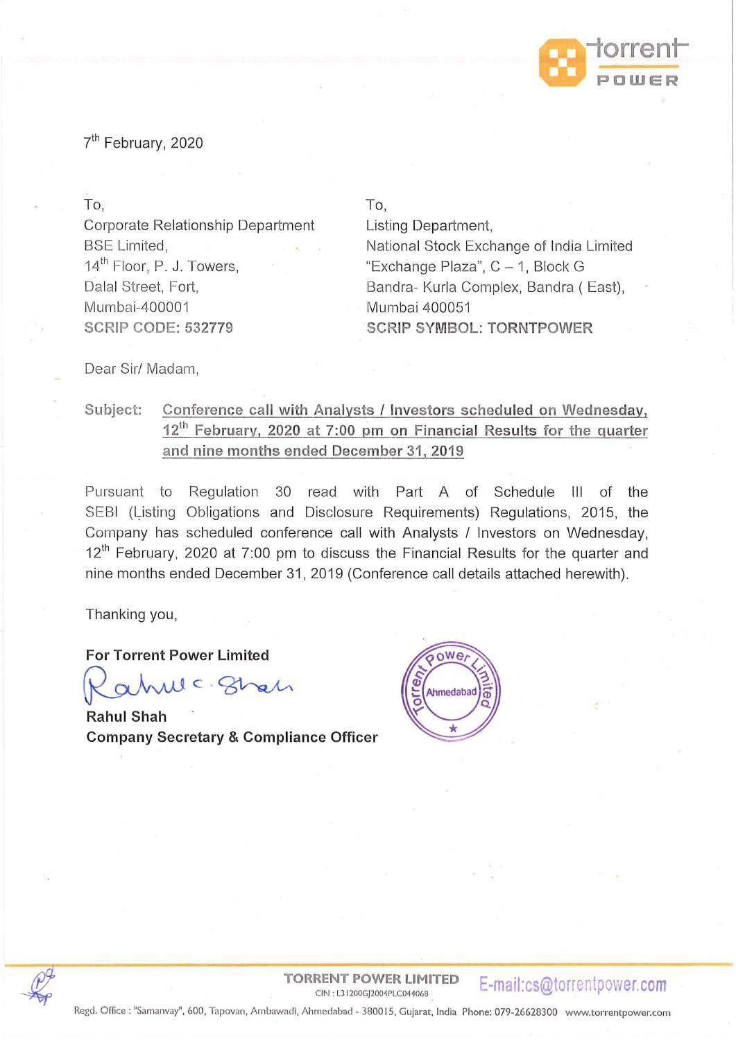7th February, 2020

To,
Corporate Relationship Department
BSE Limited,
14th Floor, P. J. Towers,
Dalal Street, Fort,
Mumbai-400001
**SCRIP CODE: 532779**

To,
Listing Department,
National Stock Exchange of India Limited
"Exchange Plaza", C – 1, Block G
Bandra- Kurla Complex, Bandra ( East),
Mumbai 400051
**SCRIP SYMBOL: TORNTPOWER**

Dear Sir/ Madam,

**Subject:** **Conference call with Analysts / Investors scheduled on Wednesday, 12th February, 2020 at 7:00 pm on Financial Results for the quarter and nine months ended December 31, 2019**

Pursuant to Regulation 30 read with Part A of Schedule III of the SEBI (Listing Obligations and Disclosure Requirements) Regulations, 2015, the Company has scheduled conference call with Analysts / Investors on Wednesday, 12th February, 2020 at 7:00 pm to discuss the Financial Results for the quarter and nine months ended December 31, 2019 (Conference call details attached herewith).

Thanking you,

**For Torrent Power Limited**

**Rahul Shah**
**Company Secretary & Compliance Officer**

**TORRENT POWER LIMITED**
CIN : L31200GJ2004PLC044068
E-mail:cs@torrentpower.com
Regd. Office : "Samanvay", 600, Tapovan, Ambawadi, Ahmedabad - 380015, Gujarat, India Phone: 079-26628300 www.torrentpower.com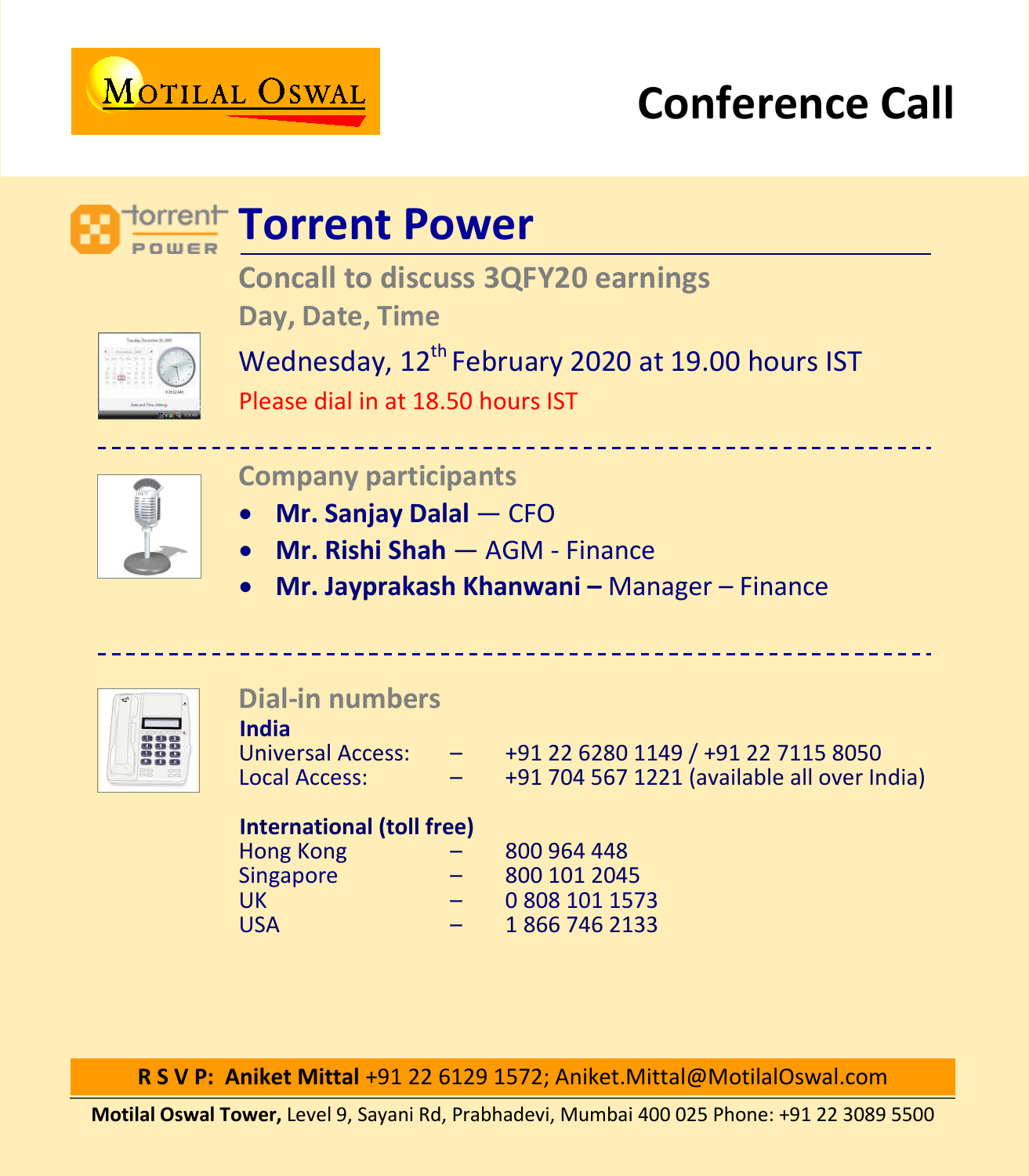# Conference Call

## Torrent Power

### Concall to discuss 3QFY20 earnings

**Day, Date, Time**

Wednesday, 12th February 2020 at 19.00 hours IST

Please dial in at 18.50 hours IST

**Company participants**

- **Mr. Sanjay Dalal** — CFO
- **Mr. Rishi Shah** — AGM - Finance
- **Mr. Jayprakash Khanwani –** Manager – Finance

**Dial-in numbers**

**India**

| | | |
|---|---|---|
| Universal Access: | – | +91 22 6280 1149 / +91 22 7115 8050 |
| Local Access: | – | +91 704 567 1221 (available all over India) |

**International (toll free)**

| | | |
|---|---|---|
| Hong Kong | – | 800 964 448 |
| Singapore | – | 800 101 2045 |
| UK | – | 0 808 101 1573 |
| USA | – | 1 866 746 2133 |

**R S V P: Aniket Mittal** +91 22 6129 1572; Aniket.Mittal@MotilalOswal.com

**Motilal Oswal Tower,** Level 9, Sayani Rd, Prabhadevi, Mumbai 400 025 Phone: +91 22 3089 5500